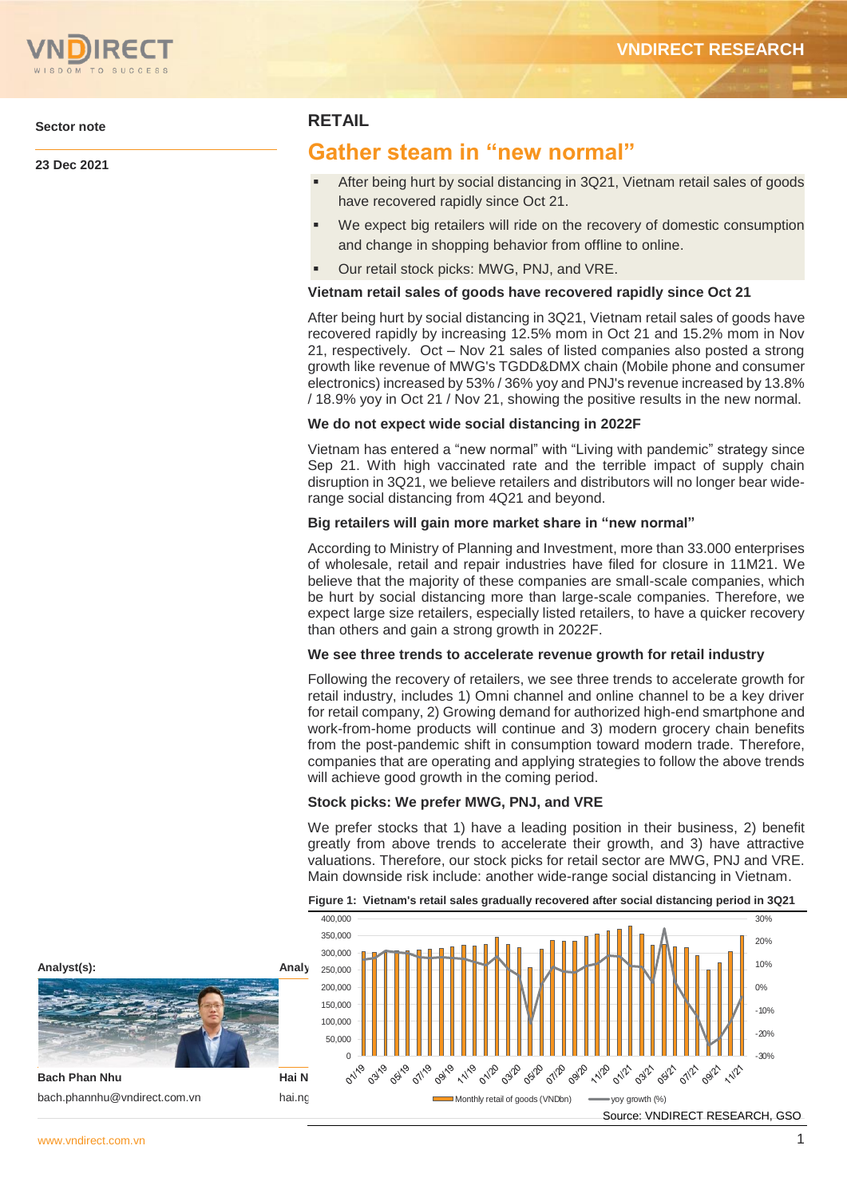Sector note

23 Dec 2021

# RETAIL

## Gather steam in "new normal"

- After being hurt by social distancing in 3Q21, Vietnam retail sales of goods have recovered rapidly since Oct 21.
- We expect big retailers will ride on the recovery of domestic consumption and change in shopping behavior from offline to online.
- Our retail stock picks: MWG, PNJ, and VRE.

### Vietnam retail sales of goods have recovered rapidly since Oct 21

After being hurt by social distancing in 3Q21, Vietnam retail sales of goods have recovered rapidly by increasing 12.5% mom in Oct 21 and 15.2% mom in Nov 21, respectively. Oct – Nov 21 sales of listed companies also posted a strong growth like revenue of MWG's TGDD&DMX chain (Mobile phone and consumer electronics) increased by 53% / 36% yoy and PNJ's revenue increased by 13.8% / 18.9% yoy in Oct 21 / Nov 21, showing the positive results in the new normal.

### We do not expect wide social distancing in 2022F

Vietnam has entered a "new normal" with "Living with pandemic" strategy since Sep 21. With high vaccinated rate and the terrible impact of supply chain disruption in 3Q21, we believe retailers and distributors will no longer bear wide-range social distancing from 4Q21 and beyond.

### Big retailers will gain more market share in "new normal"

According to Ministry of Planning and Investment, more than 33.000 enterprises of wholesale, retail and repair industries have filed for closure in 11M21. We believe that the majority of these companies are small-scale companies, which be hurt by social distancing more than large-scale companies. Therefore, we expect large size retailers, especially listed retailers, to have a quicker recovery than others and gain a strong growth in 2022F.

### We see three trends to accelerate revenue growth for retail industry

Following the recovery of retailers, we see three trends to accelerate growth for retail industry, includes 1) Omni channel and online channel to be a key driver for retail company, 2) Growing demand for authorized high-end smartphone and work-from-home products will continue and 3) modern grocery chain benefits from the post-pandemic shift in consumption toward modern trade. Therefore, companies that are operating and applying strategies to follow the above trends will achieve good growth in the coming period.

### Stock picks: We prefer MWG, PNJ, and VRE

We prefer stocks that 1) have a leading position in their business, 2) benefit greatly from above trends to accelerate their growth, and 3) have attractive valuations. Therefore, our stock picks for retail sector are MWG, PNJ and VRE. Main downside risk include: another wide-range social distancing in Vietnam.

**Figure 1: Vietnam's retail sales gradually recovered after social distancing period in 3Q21**

Legend: Monthly retail of goods (VNDbn); yoy growth (%)

Source: VNDIRECT RESEARCH, GSO

Analyst(s):

Bach Phan Nhu
bach.phannhu@vndirect.com.vn

Hai N
hai.ng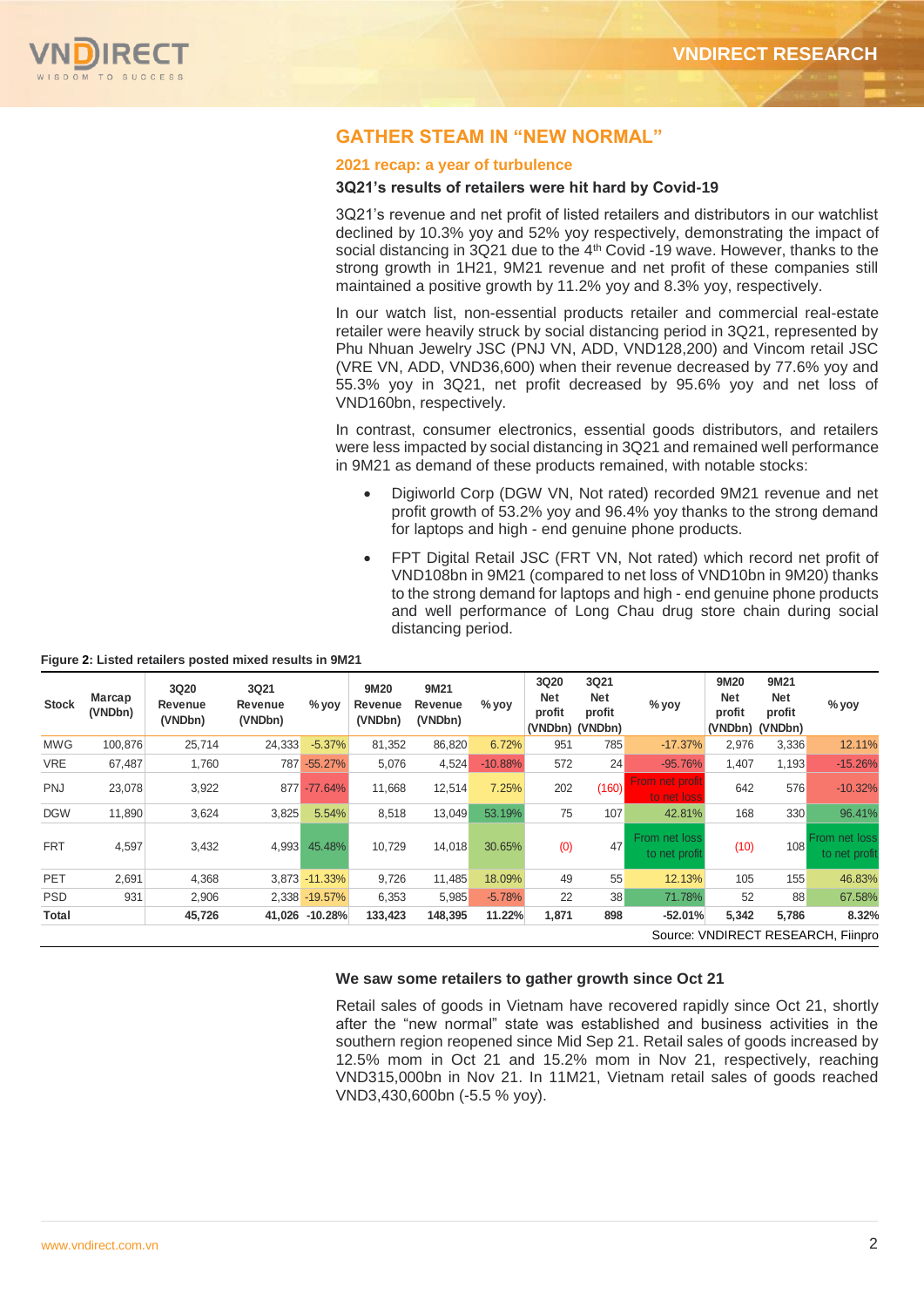## GATHER STEAM IN "NEW NORMAL"

### 2021 recap: a year of turbulence

#### 3Q21's results of retailers were hit hard by Covid-19

3Q21's revenue and net profit of listed retailers and distributors in our watchlist declined by 10.3% yoy and 52% yoy respectively, demonstrating the impact of social distancing in 3Q21 due to the 4th Covid -19 wave. However, thanks to the strong growth in 1H21, 9M21 revenue and net profit of these companies still maintained a positive growth by 11.2% yoy and 8.3% yoy, respectively.

In our watch list, non-essential products retailer and commercial real-estate retailer were heavily struck by social distancing period in 3Q21, represented by Phu Nhuan Jewelry JSC (PNJ VN, ADD, VND128,200) and Vincom retail JSC (VRE VN, ADD, VND36,600) when their revenue decreased by 77.6% yoy and 55.3% yoy in 3Q21, net profit decreased by 95.6% yoy and net loss of VND160bn, respectively.

In contrast, consumer electronics, essential goods distributors, and retailers were less impacted by social distancing in 3Q21 and remained well performance in 9M21 as demand of these products remained, with notable stocks:

- Digiworld Corp (DGW VN, Not rated) recorded 9M21 revenue and net profit growth of 53.2% yoy and 96.4% yoy thanks to the strong demand for laptops and high - end genuine phone products.
- FPT Digital Retail JSC (FRT VN, Not rated) which record net profit of VND108bn in 9M21 (compared to net loss of VND10bn in 9M20) thanks to the strong demand for laptops and high - end genuine phone products and well performance of Long Chau drug store chain during social distancing period.

**Figure 2: Listed retailers posted mixed results in 9M21**

| Stock | Marcap (VNDbn) | 3Q20 Revenue (VNDbn) | 3Q21 Revenue (VNDbn) | % yoy | 9M20 Revenue (VNDbn) | 9M21 Revenue (VNDbn) | % yoy | 3Q20 Net profit (VNDbn) | 3Q21 Net profit (VNDbn) | % yoy | 9M20 Net profit (VNDbn) | 9M21 Net profit (VNDbn) | % yoy |
|---|---|---|---|---|---|---|---|---|---|---|---|---|---|
| MWG | 100,876 | 25,714 | 24,333 | -5.37% | 81,352 | 86,820 | 6.72% | 951 | 785 | -17.37% | 2,976 | 3,336 | 12.11% |
| VRE | 67,487 | 1,760 | 787 | -55.27% | 5,076 | 4,524 | -10.88% | 572 | 24 | -95.76% | 1,407 | 1,193 | -15.26% |
| PNJ | 23,078 | 3,922 | 877 | -77.64% | 11,668 | 12,514 | 7.25% | 202 | (160) | From net profit to net loss | 642 | 576 | -10.32% |
| DGW | 11,890 | 3,624 | 3,825 | 5.54% | 8,518 | 13,049 | 53.19% | 75 | 107 | 42.81% | 168 | 330 | 96.41% |
| FRT | 4,597 | 3,432 | 4,993 | 45.48% | 10,729 | 14,018 | 30.65% | (0) | 47 | From net loss to net profit | (10) | 108 | From net loss to net profit |
| PET | 2,691 | 4,368 | 3,873 | -11.33% | 9,726 | 11,485 | 18.09% | 49 | 55 | 12.13% | 105 | 155 | 46.83% |
| PSD | 931 | 2,906 | 2,338 | -19.57% | 6,353 | 5,985 | -5.78% | 22 | 38 | 71.78% | 52 | 88 | 67.58% |
| **Total** | | **45,726** | **41,026** | **-10.28%** | **133,423** | **148,395** | **11.22%** | **1,871** | **898** | **-52.01%** | **5,342** | **5,786** | **8.32%** |

Source: VNDIRECT RESEARCH, Fiinpro

#### We saw some retailers to gather growth since Oct 21

Retail sales of goods in Vietnam have recovered rapidly since Oct 21, shortly after the "new normal" state was established and business activities in the southern region reopened since Mid Sep 21. Retail sales of goods increased by 12.5% mom in Oct 21 and 15.2% mom in Nov 21, respectively, reaching VND315,000bn in Nov 21. In 11M21, Vietnam retail sales of goods reached VND3,430,600bn (-5.5 % yoy).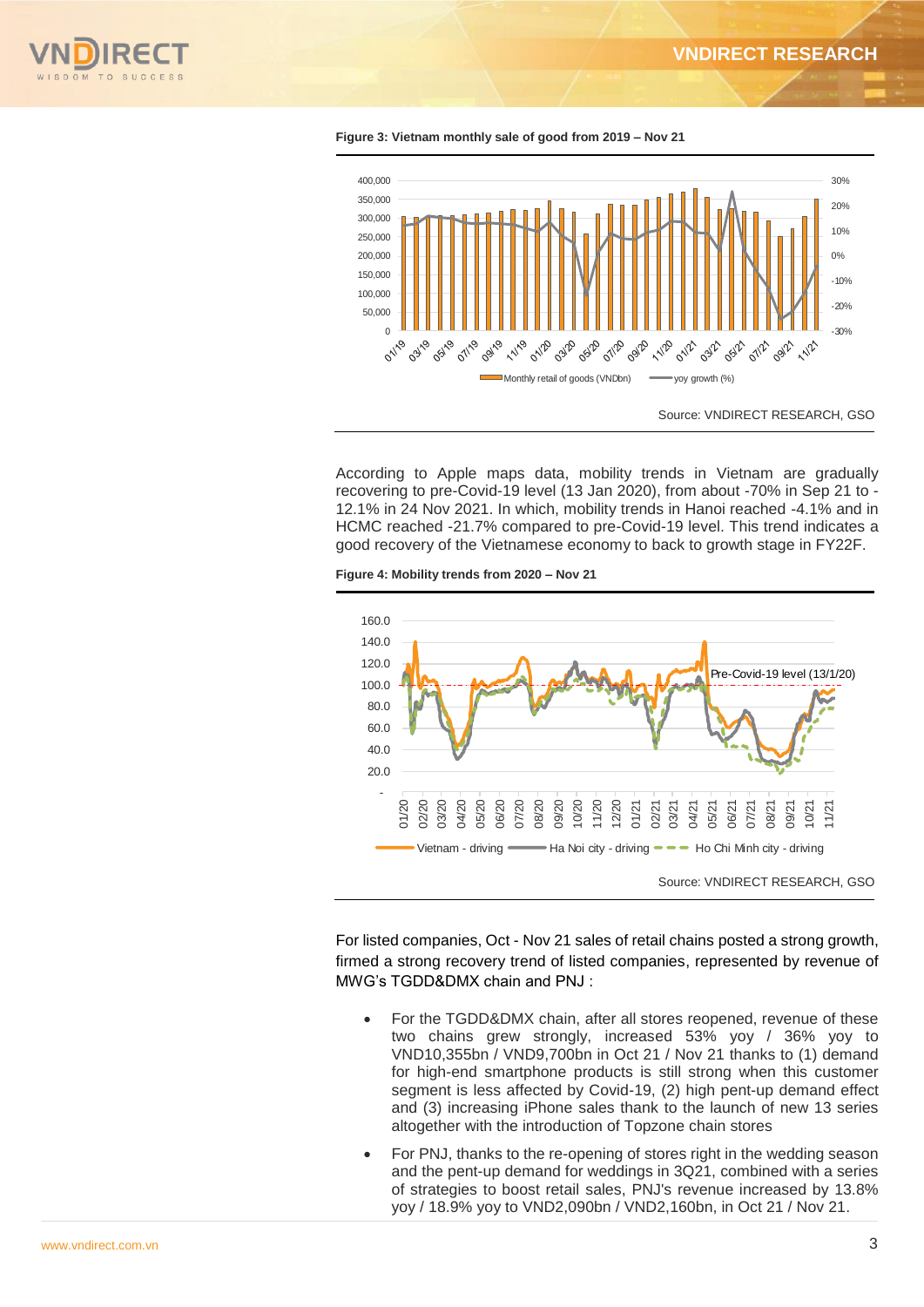**Figure 3: Vietnam monthly sale of good from 2019 – Nov 21**

Source: VNDIRECT RESEARCH, GSO

According to Apple maps data, mobility trends in Vietnam are gradually recovering to pre-Covid-19 level (13 Jan 2020), from about -70% in Sep 21 to -12.1% in 24 Nov 2021. In which, mobility trends in Hanoi reached -4.1% and in HCMC reached -21.7% compared to pre-Covid-19 level. This trend indicates a good recovery of the Vietnamese economy to back to growth stage in FY22F.

**Figure 4: Mobility trends from 2020 – Nov 21**

Source: VNDIRECT RESEARCH, GSO

For listed companies, Oct - Nov 21 sales of retail chains posted a strong growth, firmed a strong recovery trend of listed companies, represented by revenue of MWG's TGDD&DMX chain and PNJ :

- For the TGDD&DMX chain, after all stores reopened, revenue of these two chains grew strongly, increased 53% yoy / 36% yoy to VND10,355bn / VND9,700bn in Oct 21 / Nov 21 thanks to (1) demand for high-end smartphone products is still strong when this customer segment is less affected by Covid-19, (2) high pent-up demand effect and (3) increasing iPhone sales thank to the launch of new 13 series altogether with the introduction of Topzone chain stores
- For PNJ, thanks to the re-opening of stores right in the wedding season and the pent-up demand for weddings in 3Q21, combined with a series of strategies to boost retail sales, PNJ's revenue increased by 13.8% yoy / 18.9% yoy to VND2,090bn / VND2,160bn, in Oct 21 / Nov 21.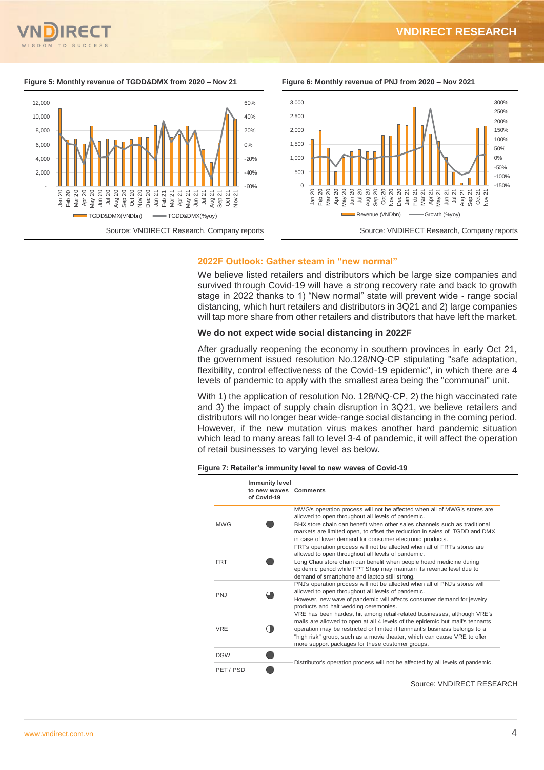**Figure 5: Monthly revenue of TGDD&DMX from 2020 – Nov 21**

Source: VNDIRECT Research, Company reports

**Figure 6: Monthly revenue of PNJ from 2020 – Nov 2021**

Source: VNDIRECT Research, Company reports

### 2022F Outlook: Gather steam in "new normal"

We believe listed retailers and distributors which be large size companies and survived through Covid-19 will have a strong recovery rate and back to growth stage in 2022 thanks to 1) "New normal" state will prevent wide - range social distancing, which hurt retailers and distributors in 3Q21 and 2) large companies will tap more share from other retailers and distributors that have left the market.

#### We do not expect wide social distancing in 2022F

After gradually reopening the economy in southern provinces in early Oct 21, the government issued resolution No.128/NQ-CP stipulating "safe adaptation, flexibility, control effectiveness of the Covid-19 epidemic", in which there are 4 levels of pandemic to apply with the smallest area being the "communal" unit.

With 1) the application of resolution No. 128/NQ-CP, 2) the high vaccinated rate and 3) the impact of supply chain disruption in 3Q21, we believe retailers and distributors will no longer bear wide-range social distancing in the coming period. However, if the new mutation virus makes another hard pandemic situation which lead to many areas fall to level 3-4 of pandemic, it will affect the operation of retail businesses to varying level as below.

**Figure 7: Retailer's immunity level to new waves of Covid-19**

| | Immunity level to new waves of Covid-19 | Comments |
|---|---|---|
| MWG | ● | MWG's operation process will not be affected when all of MWG's stores are allowed to open throughout all levels of pandemic. BHX store chain can benefit when other sales channels such as traditional markets are limited open, to offset the reduction in sales of TGDD and DMX in case of lower demand for consumer electronic products. |
| FRT | ● | FRT's operation process will not be affected when all of FRT's stores are allowed to open throughout all levels of pandemic. Long Chau store chain can benefit when people hoard medicine during epidemic period while FPT Shop may maintain its revenue level due to demand of smartphone and laptop still strong. |
| PNJ | ◕ | PNJ's operation process will not be affected when all of PNJ's stores will allowed to open throughout all levels of pandemic. However, new wave of pandemic will affects consumer demand for jewelry products and halt wedding ceremonies. |
| VRE | ◑ | VRE has been hardest hit among retail-related businesses, although VRE's malls are allowed to open at all 4 levels of the epidemic but mall's tennants operation may be restricted or limited if tennnant's business belongs to a "high risk" group, such as a movie theater, which can cause VRE to offer more support packages for these customer groups. |
| DGW | ● | Distributor's operation process will not be affected by all levels of pandemic. |
| PET / PSD | ● | |

Source: VNDIRECT RESEARCH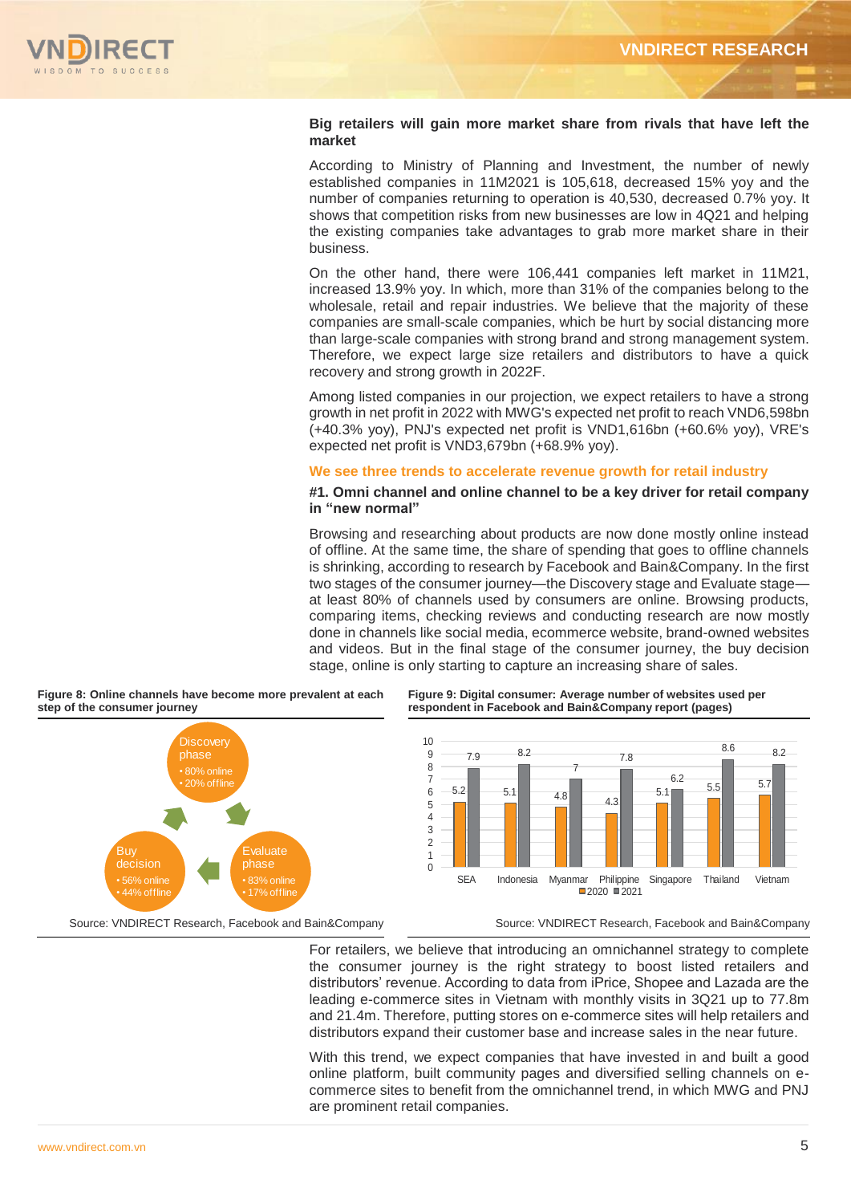**Big retailers will gain more market share from rivals that have left the market**

According to Ministry of Planning and Investment, the number of newly established companies in 11M2021 is 105,618, decreased 15% yoy and the number of companies returning to operation is 40,530, decreased 0.7% yoy. It shows that competition risks from new businesses are low in 4Q21 and helping the existing companies take advantages to grab more market share in their business.

On the other hand, there were 106,441 companies left market in 11M21, increased 13.9% yoy. In which, more than 31% of the companies belong to the wholesale, retail and repair industries. We believe that the majority of these companies are small-scale companies, which be hurt by social distancing more than large-scale companies with strong brand and strong management system. Therefore, we expect large size retailers and distributors to have a quick recovery and strong growth in 2022F.

Among listed companies in our projection, we expect retailers to have a strong growth in net profit in 2022 with MWG's expected net profit to reach VND6,598bn (+40.3% yoy), PNJ's expected net profit is VND1,616bn (+60.6% yoy), VRE's expected net profit is VND3,679bn (+68.9% yoy).

## We see three trends to accelerate revenue growth for retail industry

**#1. Omni channel and online channel to be a key driver for retail company in "new normal"**

Browsing and researching about products are now done mostly online instead of offline. At the same time, the share of spending that goes to offline channels is shrinking, according to research by Facebook and Bain&Company. In the first two stages of the consumer journey—the Discovery stage and Evaluate stage—at least 80% of channels used by consumers are online. Browsing products, comparing items, checking reviews and conducting research are now mostly done in channels like social media, ecommerce website, brand-owned websites and videos. But in the final stage of the consumer journey, the buy decision stage, online is only starting to capture an increasing share of sales.

**Figure 8: Online channels have become more prevalent at each step of the consumer journey**

- Discovery phase
  - 80% online
  - 20% offline
- Evaluate phase
  - 83% online
  - 17% offline
- Buy decision
  - 56% online
  - 44% offline

Source: VNDIRECT Research, Facebook and Bain&Company

**Figure 9: Digital consumer: Average number of websites used per respondent in Facebook and Bain&Company report (pages)**

| | 2020 | 2021 |
|---|---|---|
| SEA | 5.2 | 7.9 |
| Indonesia | 5.1 | 8.2 |
| Myanmar | 4.8 | 7 |
| Philippine | 4.3 | 7.8 |
| Singapore | 5.1 | 6.2 |
| Thailand | 5.5 | 8.6 |
| Vietnam | 5.7 | 8.2 |

Source: VNDIRECT Research, Facebook and Bain&Company

For retailers, we believe that introducing an omnichannel strategy to complete the consumer journey is the right strategy to boost listed retailers and distributors' revenue. According to data from iPrice, Shopee and Lazada are the leading e-commerce sites in Vietnam with monthly visits in 3Q21 up to 77.8m and 21.4m. Therefore, putting stores on e-commerce sites will help retailers and distributors expand their customer base and increase sales in the near future.

With this trend, we expect companies that have invested in and built a good online platform, built community pages and diversified selling channels on e-commerce sites to benefit from the omnichannel trend, in which MWG and PNJ are prominent retail companies.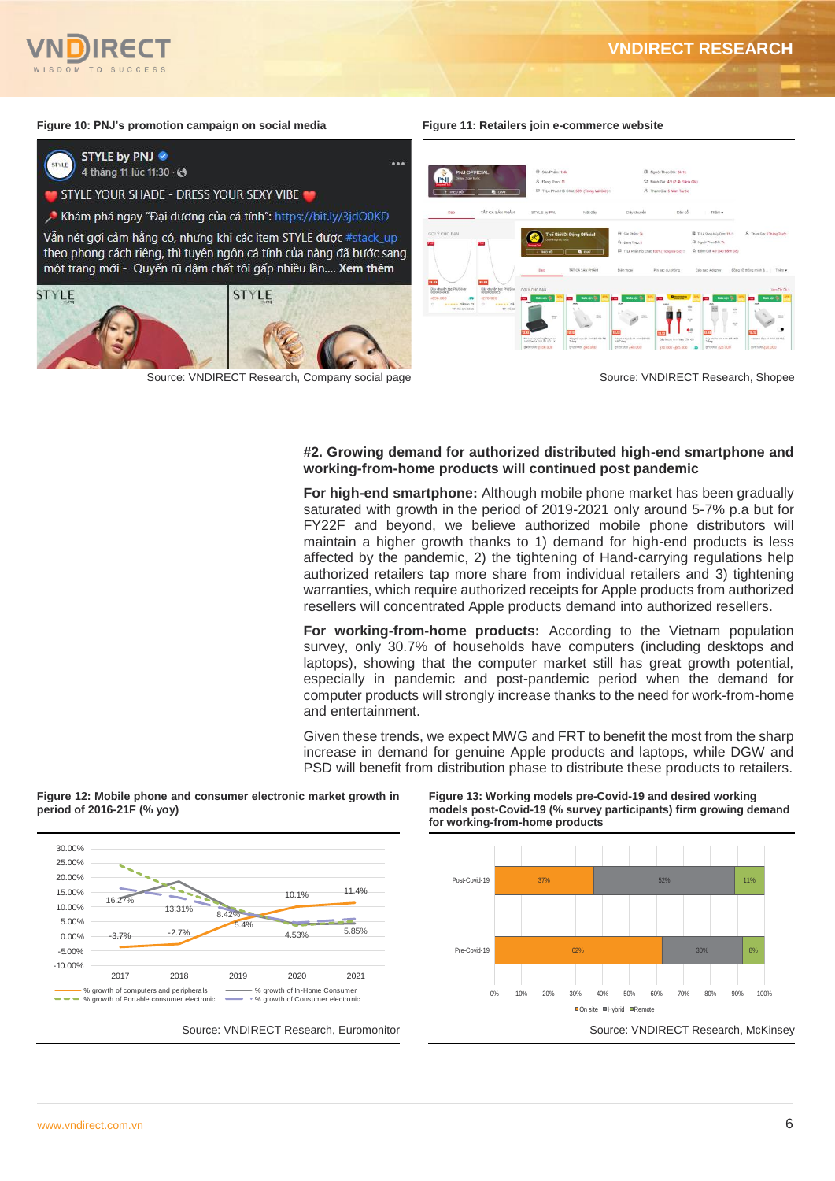Figure 10: PNJ's promotion campaign on social media

Source: VNDIRECT Research, Company social page

Figure 11: Retailers join e-commerce website

Source: VNDIRECT Research, Shopee

## #2. Growing demand for authorized distributed high-end smartphone and working-from-home products will continued post pandemic

**For high-end smartphone:** Although mobile phone market has been gradually saturated with growth in the period of 2019-2021 only around 5-7% p.a but for FY22F and beyond, we believe authorized mobile phone distributors will maintain a higher growth thanks to 1) demand for high-end products is less affected by the pandemic, 2) the tightening of Hand-carrying regulations help authorized retailers tap more share from individual retailers and 3) tightening warranties, which require authorized receipts for Apple products from authorized resellers will concentrated Apple products demand into authorized resellers.

**For working-from-home products:** According to the Vietnam population survey, only 30.7% of households have computers (including desktops and laptops), showing that the computer market still has great growth potential, especially in pandemic and post-pandemic period when the demand for computer products will strongly increase thanks to the need for work-from-home and entertainment.

Given these trends, we expect MWG and FRT to benefit the most from the sharp increase in demand for genuine Apple products and laptops, while DGW and PSD will benefit from distribution phase to distribute these products to retailers.

Figure 12: Mobile phone and consumer electronic market growth in period of 2016-21F (% yoy)

Source: VNDIRECT Research, Euromonitor

Figure 13: Working models pre-Covid-19 and desired working models post-Covid-19 (% survey participants) firm growing demand for working-from-home products

Source: VNDIRECT Research, McKinsey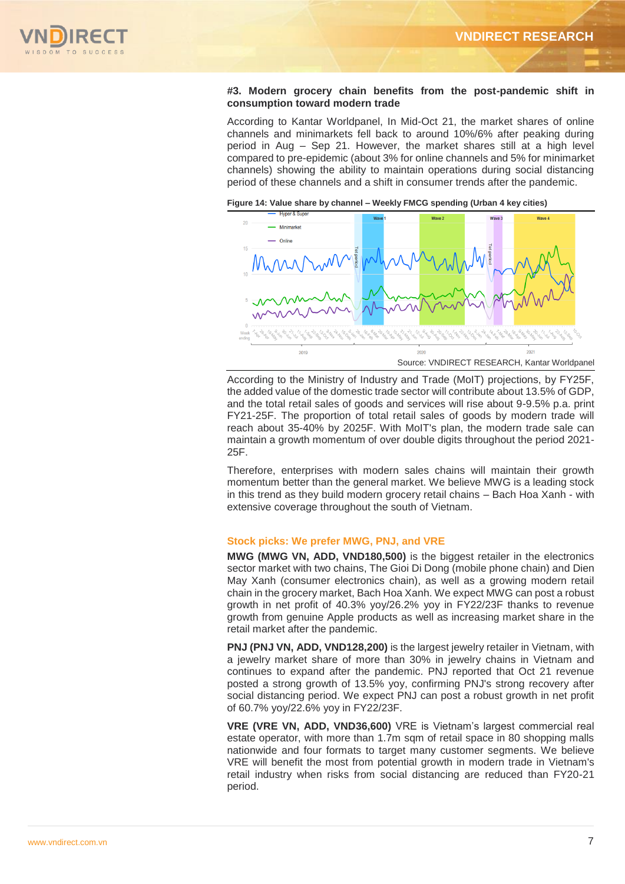### #3. Modern grocery chain benefits from the post-pandemic shift in consumption toward modern trade

According to Kantar Worldpanel, In Mid-Oct 21, the market shares of online channels and minimarkets fell back to around 10%/6% after peaking during period in Aug – Sep 21. However, the market shares still at a high level compared to pre-epidemic (about 3% for online channels and 5% for minimarket channels) showing the ability to maintain operations during social distancing period of these channels and a shift in consumer trends after the pandemic.

**Figure 14: Value share by channel – Weekly FMCG spending (Urban 4 key cities)**

Source: VNDIRECT RESEARCH, Kantar Worldpanel

According to the Ministry of Industry and Trade (MoIT) projections, by FY25F, the added value of the domestic trade sector will contribute about 13.5% of GDP, and the total retail sales of goods and services will rise about 9-9.5% p.a. print FY21-25F. The proportion of total retail sales of goods by modern trade will reach about 35-40% by 2025F. With MoIT's plan, the modern trade sale can maintain a growth momentum of over double digits throughout the period 2021-25F.

Therefore, enterprises with modern sales chains will maintain their growth momentum better than the general market. We believe MWG is a leading stock in this trend as they build modern grocery retail chains – Bach Hoa Xanh - with extensive coverage throughout the south of Vietnam.

## Stock picks: We prefer MWG, PNJ, and VRE

**MWG (MWG VN, ADD, VND180,500)** is the biggest retailer in the electronics sector market with two chains, The Gioi Di Dong (mobile phone chain) and Dien May Xanh (consumer electronics chain), as well as a growing modern retail chain in the grocery market, Bach Hoa Xanh. We expect MWG can post a robust growth in net profit of 40.3% yoy/26.2% yoy in FY22/23F thanks to revenue growth from genuine Apple products as well as increasing market share in the retail market after the pandemic.

**PNJ (PNJ VN, ADD, VND128,200)** is the largest jewelry retailer in Vietnam, with a jewelry market share of more than 30% in jewelry chains in Vietnam and continues to expand after the pandemic. PNJ reported that Oct 21 revenue posted a strong growth of 13.5% yoy, confirming PNJ's strong recovery after social distancing period. We expect PNJ can post a robust growth in net profit of 60.7% yoy/22.6% yoy in FY22/23F.

**VRE (VRE VN, ADD, VND36,600)** VRE is Vietnam's largest commercial real estate operator, with more than 1.7m sqm of retail space in 80 shopping malls nationwide and four formats to target many customer segments. We believe VRE will benefit the most from potential growth in modern trade in Vietnam's retail industry when risks from social distancing are reduced than FY20-21 period.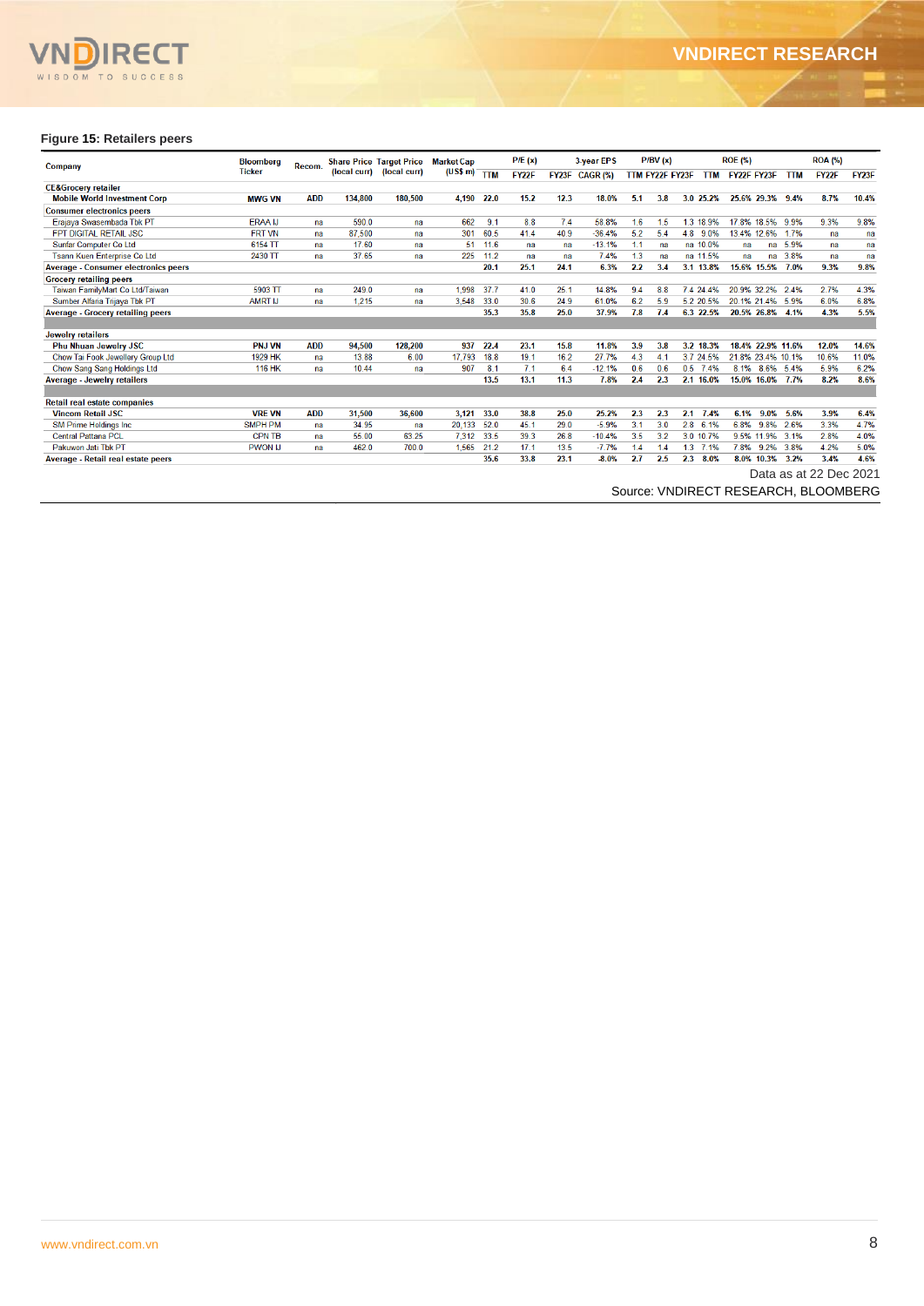**Figure 15: Retailers peers**

| Company | Bloomberg Ticker | Recom. | Share Price (local curr) | Target Price (local curr) | Market Cap (US$ m) | P/E (x) | | | 3-year EPS | P/BV (x) | | | ROE (%) | | | ROA (%) | | |
|---|---|---|---|---|---|---|---|---|---|---|---|---|---|---|---|---|---|---|
| | | | | | | TTM | FY22F | FY23F | CAGR (%) | TTM | FY22F | FY23F | TTM | FY22F | FY23F | TTM | FY22F | FY23F |
| **CE&Grocery retailer** | | | | | | | | | | | | | | | | | | |
| **Mobile World Investment Corp** | **MWG VN** | **ADD** | **134,800** | **180,500** | **4,190** | **22.0** | **15.2** | **12.3** | **18.0%** | **5.1** | **3.8** | **3.0** | **25.2%** | **25.6%** | **29.3%** | **9.4%** | **8.7%** | **10.4%** |
| **Consumer electronics peers** | | | | | | | | | | | | | | | | | | |
| Erajaya Swasembada Tbk PT | ERAA IJ | na | 590.0 | na | 662 | 9.1 | 8.8 | 7.4 | 58.8% | 1.6 | 1.5 | 1.3 | 18.9% | 17.8% | 18.5% | 9.9% | 9.3% | 9.8% |
| FPT DIGITAL RETAIL JSC | FRT VN | na | 87,500 | na | 301 | 60.5 | 41.4 | 40.9 | -36.4% | 5.2 | 5.4 | 4.8 | 9.0% | 13.4% | 12.6% | 1.7% | na | na |
| Sunfar Computer Co Ltd | 6154 TT | na | 17.60 | na | 51 | 11.6 | na | na | -13.1% | 1.1 | na | na | 10.0% | na | na | 5.9% | na | na |
| Tsann Kuen Enterprise Co Ltd | 2430 TT | na | 37.65 | na | 225 | 11.2 | na | na | 7.4% | 1.3 | na | na | 11.5% | na | na | 3.8% | na | na |
| **Average - Consumer electronics peers** | | | | | | **20.1** | **25.1** | **24.1** | **6.3%** | **2.2** | **3.4** | **3.1** | **13.8%** | **15.6%** | **15.5%** | **7.0%** | **9.3%** | **9.8%** |
| **Grocery retailing peers** | | | | | | | | | | | | | | | | | | |
| Taiwan FamilyMart Co Ltd/Taiwan | 5903 TT | na | 249.0 | na | 1,998 | 37.7 | 41.0 | 25.1 | 14.8% | 9.4 | 8.8 | 7.4 | 24.4% | 20.9% | 32.2% | 2.4% | 2.7% | 4.3% |
| Sumber Alfaria Trijaya Tbk PT | AMRT IJ | na | 1,215 | na | 3,548 | 33.0 | 30.6 | 24.9 | 61.0% | 6.2 | 5.9 | 5.2 | 20.5% | 20.1% | 21.4% | 5.9% | 6.0% | 6.8% |
| **Average - Grocery retailing peers** | | | | | | **35.3** | **35.8** | **25.0** | **37.9%** | **7.8** | **7.4** | **6.3** | **22.5%** | **20.5%** | **26.8%** | **4.1%** | **4.3%** | **5.5%** |
| **Jewelry retailers** | | | | | | | | | | | | | | | | | | |
| **Phu Nhuan Jewelry JSC** | **PNJ VN** | **ADD** | **94,500** | **128,200** | **937** | **22.4** | **23.1** | **15.8** | **11.8%** | **3.9** | **3.8** | **3.2** | **18.3%** | **18.4%** | **22.9%** | **11.6%** | **12.0%** | **14.6%** |
| Chow Tai Fook Jewellery Group Ltd | 1929 HK | na | 13.88 | 6.00 | 17,793 | 18.8 | 19.1 | 16.2 | 27.7% | 4.3 | 4.1 | 3.7 | 24.5% | 21.8% | 23.4% | 10.1% | 10.6% | 11.0% |
| Chow Sang Sang Holdings Ltd | 116 HK | na | 10.44 | na | 907 | 8.1 | 7.1 | 6.4 | -12.1% | 0.6 | 0.6 | 0.5 | 7.4% | 8.1% | 8.6% | 5.4% | 5.9% | 6.2% |
| **Average - Jewelry retailers** | | | | | | **13.5** | **13.1** | **11.3** | **7.8%** | **2.4** | **2.3** | **2.1** | **16.0%** | **15.0%** | **16.0%** | **7.7%** | **8.2%** | **8.6%** |
| **Retail real estate companies** | | | | | | | | | | | | | | | | | | |
| **Vincom Retail JSC** | **VRE VN** | **ADD** | **31,500** | **36,600** | **3,121** | **33.0** | **38.8** | **25.0** | **25.2%** | **2.3** | **2.3** | **2.1** | **7.4%** | **6.1%** | **9.0%** | **5.6%** | **3.9%** | **6.4%** |
| SM Prime Holdings Inc | SMPH PM | na | 34.95 | na | 20,133 | 52.0 | 45.1 | 29.0 | -5.9% | 3.1 | 3.0 | 2.8 | 6.1% | 6.8% | 9.8% | 2.6% | 3.3% | 4.7% |
| Central Pattana PCL | CPN TB | na | 55.00 | 63.25 | 7,312 | 33.5 | 39.3 | 26.8 | -10.4% | 3.5 | 3.2 | 3.0 | 10.7% | 9.5% | 11.9% | 3.1% | 2.8% | 4.0% |
| Pakuwon Jati Tbk PT | PWON IJ | na | 462.0 | 700.0 | 1,565 | 21.2 | 17.1 | 13.5 | -7.7% | 1.4 | 1.4 | 1.3 | 7.1% | 7.8% | 9.2% | 3.8% | 4.2% | 5.0% |
| **Average - Retail real estate peers** | | | | | | **35.6** | **33.8** | **23.1** | **-8.0%** | **2.7** | **2.5** | **2.3** | **8.0%** | **8.0%** | **10.3%** | **3.2%** | **3.4%** | **4.6%** |

Data as at 22 Dec 2021

Source: VNDIRECT RESEARCH, BLOOMBERG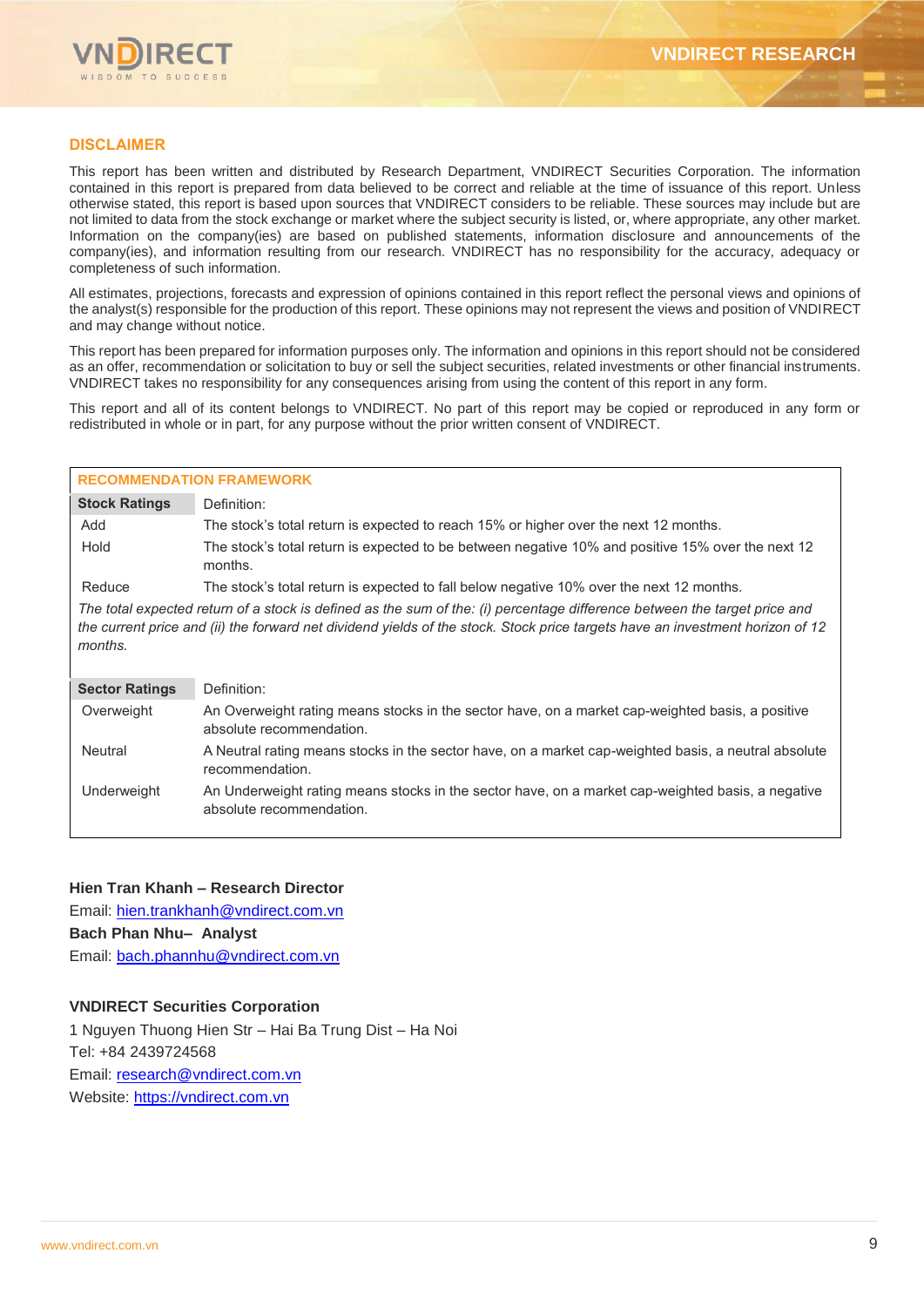## DISCLAIMER

This report has been written and distributed by Research Department, VNDIRECT Securities Corporation. The information contained in this report is prepared from data believed to be correct and reliable at the time of issuance of this report. Unless otherwise stated, this report is based upon sources that VNDIRECT considers to be reliable. These sources may include but are not limited to data from the stock exchange or market where the subject security is listed, or, where appropriate, any other market. Information on the company(ies) are based on published statements, information disclosure and announcements of the company(ies), and information resulting from our research. VNDIRECT has no responsibility for the accuracy, adequacy or completeness of such information.

All estimates, projections, forecasts and expression of opinions contained in this report reflect the personal views and opinions of the analyst(s) responsible for the production of this report. These opinions may not represent the views and position of VNDIRECT and may change without notice.

This report has been prepared for information purposes only. The information and opinions in this report should not be considered as an offer, recommendation or solicitation to buy or sell the subject securities, related investments or other financial instruments. VNDIRECT takes no responsibility for any consequences arising from using the content of this report in any form.

This report and all of its content belongs to VNDIRECT. No part of this report may be copied or reproduced in any form or redistributed in whole or in part, for any purpose without the prior written consent of VNDIRECT.

### RECOMMENDATION FRAMEWORK

| **Stock Ratings** | Definition: |
|---|---|
| Add | The stock's total return is expected to reach 15% or higher over the next 12 months. |
| Hold | The stock's total return is expected to be between negative 10% and positive 15% over the next 12 months. |
| Reduce | The stock's total return is expected to fall below negative 10% over the next 12 months. |

*The total expected return of a stock is defined as the sum of the: (i) percentage difference between the target price and the current price and (ii) the forward net dividend yields of the stock. Stock price targets have an investment horizon of 12 months.*

| **Sector Ratings** | Definition: |
|---|---|
| Overweight | An Overweight rating means stocks in the sector have, on a market cap-weighted basis, a positive absolute recommendation. |
| Neutral | A Neutral rating means stocks in the sector have, on a market cap-weighted basis, a neutral absolute recommendation. |
| Underweight | An Underweight rating means stocks in the sector have, on a market cap-weighted basis, a negative absolute recommendation. |

**Hien Tran Khanh – Research Director**
Email: hien.trankhanh@vndirect.com.vn
**Bach Phan Nhu– Analyst**
Email: bach.phannhu@vndirect.com.vn

**VNDIRECT Securities Corporation**
1 Nguyen Thuong Hien Str – Hai Ba Trung Dist – Ha Noi
Tel: +84 2439724568
Email: research@vndirect.com.vn
Website: https://vndirect.com.vn